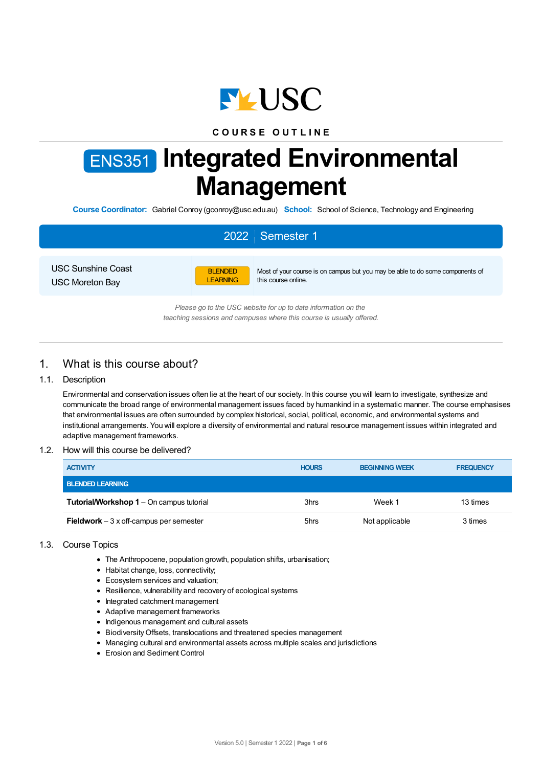COURSE OUTLINE

# ENS351 Integrated Environmental Management

**Course Coordinator:** Gabriel Conroy (gconroy@usc.edu.au) **School:** School of Science, Technology and Engineering

**2022 | Semester 1**

USC Sunshine Coast
USC Moreton Bay

BLENDED LEARNING — Most of your course is on campus but you may be able to do some components of this course online.

*Please go to the USC website for up to date information on the teaching sessions and campuses where this course is usually offered.*

## 1. What is this course about?

### 1.1. Description

Environmental and conservation issues often lie at the heart of our society. In this course you will learn to investigate, synthesize and communicate the broad range of environmental management issues faced by humankind in a systematic manner. The course emphasises that environmental issues are often surrounded by complex historical, social, political, economic, and environmental systems and institutional arrangements. You will explore a diversity of environmental and natural resource management issues within integrated and adaptive management frameworks.

### 1.2. How will this course be delivered?

| ACTIVITY | HOURS | BEGINNING WEEK | FREQUENCY |
|---|---|---|---|
| **BLENDED LEARNING** | | | |
| **Tutorial/Workshop 1** – On campus tutorial | 3hrs | Week 1 | 13 times |
| **Fieldwork** – 3 x off-campus per semester | 5hrs | Not applicable | 3 times |

### 1.3. Course Topics

- The Anthropocene, population growth, population shifts, urbanisation;
- Habitat change, loss, connectivity;
- Ecosystem services and valuation;
- Resilience, vulnerability and recovery of ecological systems
- Integrated catchment management
- Adaptive management frameworks
- Indigenous management and cultural assets
- Biodiversity Offsets, translocations and threatened species management
- Managing cultural and environmental assets across multiple scales and jurisdictions
- Erosion and Sediment Control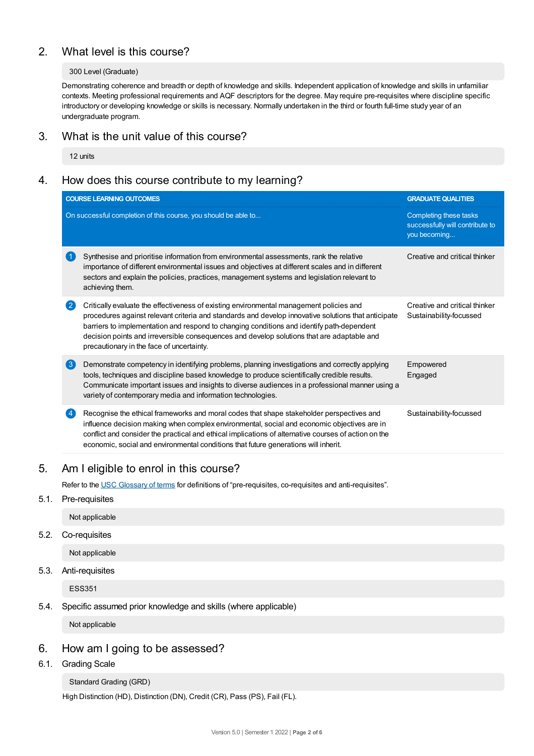## 2. What level is this course?

300 Level (Graduate)

Demonstrating coherence and breadth or depth of knowledge and skills. Independent application of knowledge and skills in unfamiliar contexts. Meeting professional requirements and AQF descriptors for the degree. May require pre-requisites where discipline specific introductory or developing knowledge or skills is necessary. Normally undertaken in the third or fourth full-time study year of an undergraduate program.

## 3. What is the unit value of this course?

12 units

## 4. How does this course contribute to my learning?

| COURSE LEARNING OUTCOMES<br>On successful completion of this course, you should be able to... | GRADUATE QUALITIES<br>Completing these tasks successfully will contribute to you becoming... |
|---|---|
| 1 Synthesise and prioritise information from environmental assessments, rank the relative importance of different environmental issues and objectives at different scales and in different sectors and explain the policies, practices, management systems and legislation relevant to achieving them. | Creative and critical thinker |
| 2 Critically evaluate the effectiveness of existing environmental management policies and procedures against relevant criteria and standards and develop innovative solutions that anticipate barriers to implementation and respond to changing conditions and identify path-dependent decision points and irreversible consequences and develop solutions that are adaptable and precautionary in the face of uncertainty. | Creative and critical thinker<br>Sustainability-focussed |
| 3 Demonstrate competency in identifying problems, planning investigations and correctly applying tools, techniques and discipline based knowledge to produce scientifically credible results. Communicate important issues and insights to diverse audiences in a professional manner using a variety of contemporary media and information technologies. | Empowered<br>Engaged |
| 4 Recognise the ethical frameworks and moral codes that shape stakeholder perspectives and influence decision making when complex environmental, social and economic objectives are in conflict and consider the practical and ethical implications of alternative courses of action on the economic, social and environmental conditions that future generations will inherit. | Sustainability-focussed |

## 5. Am I eligible to enrol in this course?

Refer to the USC Glossary of terms for definitions of "pre-requisites, co-requisites and anti-requisites".

### 5.1. Pre-requisites

Not applicable

### 5.2. Co-requisites

Not applicable

### 5.3. Anti-requisites

ESS351

### 5.4. Specific assumed prior knowledge and skills (where applicable)

Not applicable

## 6. How am I going to be assessed?

### 6.1. Grading Scale

Standard Grading (GRD)

High Distinction (HD), Distinction (DN), Credit (CR), Pass (PS), Fail (FL).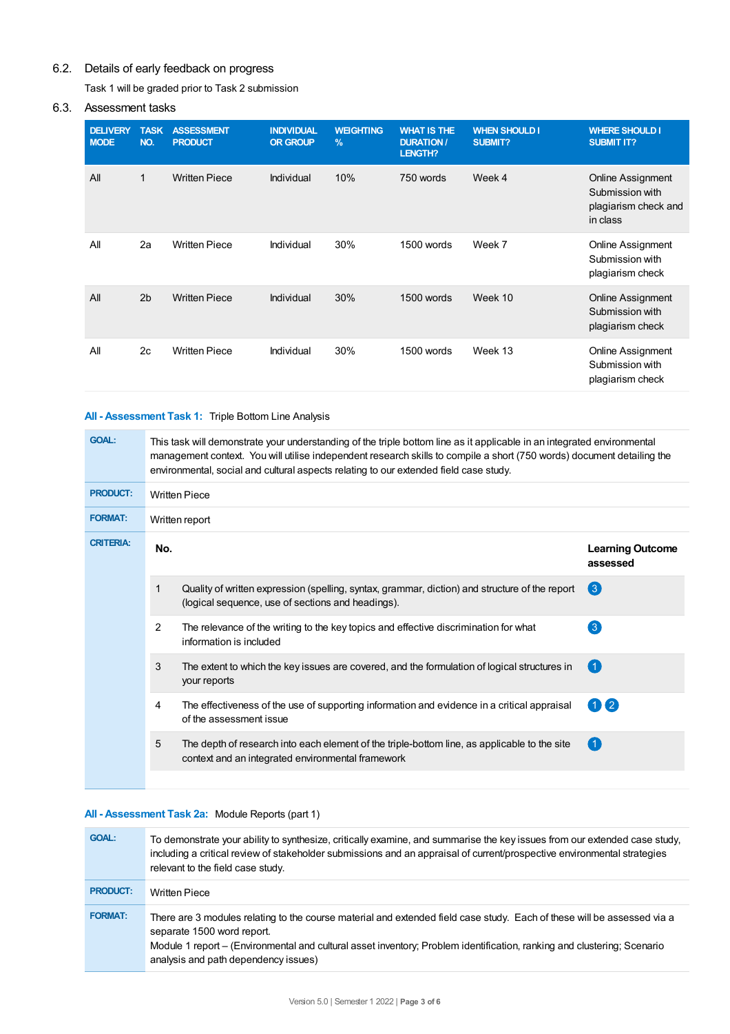## 6.2. Details of early feedback on progress

Task 1 will be graded prior to Task 2 submission

## 6.3. Assessment tasks

| DELIVERY MODE | TASK NO. | ASSESSMENT PRODUCT | INDIVIDUAL OR GROUP | WEIGHTING % | WHAT IS THE DURATION / LENGTH? | WHEN SHOULD I SUBMIT? | WHERE SHOULD I SUBMIT IT? |
|---|---|---|---|---|---|---|---|
| All | 1 | Written Piece | Individual | 10% | 750 words | Week 4 | Online Assignment Submission with plagiarism check and in class |
| All | 2a | Written Piece | Individual | 30% | 1500 words | Week 7 | Online Assignment Submission with plagiarism check |
| All | 2b | Written Piece | Individual | 30% | 1500 words | Week 10 | Online Assignment Submission with plagiarism check |
| All | 2c | Written Piece | Individual | 30% | 1500 words | Week 13 | Online Assignment Submission with plagiarism check |

### All - Assessment Task 1: Triple Bottom Line Analysis

**GOAL:** This task will demonstrate your understanding of the triple bottom line as it applicable in an integrated environmental management context. You will utilise independent research skills to compile a short (750 words) document detailing the environmental, social and cultural aspects relating to our extended field case study.

**PRODUCT:** Written Piece

**FORMAT:** Written report

**CRITERIA:**

| No. | | Learning Outcome assessed |
|---|---|---|
| 1 | Quality of written expression (spelling, syntax, grammar, diction) and structure of the report (logical sequence, use of sections and headings). | 3 |
| 2 | The relevance of the writing to the key topics and effective discrimination for what information is included | 3 |
| 3 | The extent to which the key issues are covered, and the formulation of logical structures in your reports | 1 |
| 4 | The effectiveness of the use of supporting information and evidence in a critical appraisal of the assessment issue | 1 2 |
| 5 | The depth of research into each element of the triple-bottom line, as applicable to the site context and an integrated environmental framework | 1 |

### All - Assessment Task 2a: Module Reports (part 1)

**GOAL:** To demonstrate your ability to synthesize, critically examine, and summarise the key issues from our extended case study, including a critical review of stakeholder submissions and an appraisal of current/prospective environmental strategies relevant to the field case study.

**PRODUCT:** Written Piece

**FORMAT:** There are 3 modules relating to the course material and extended field case study. Each of these will be assessed via a separate 1500 word report.
Module 1 report – (Environmental and cultural asset inventory; Problem identification, ranking and clustering; Scenario analysis and path dependency issues)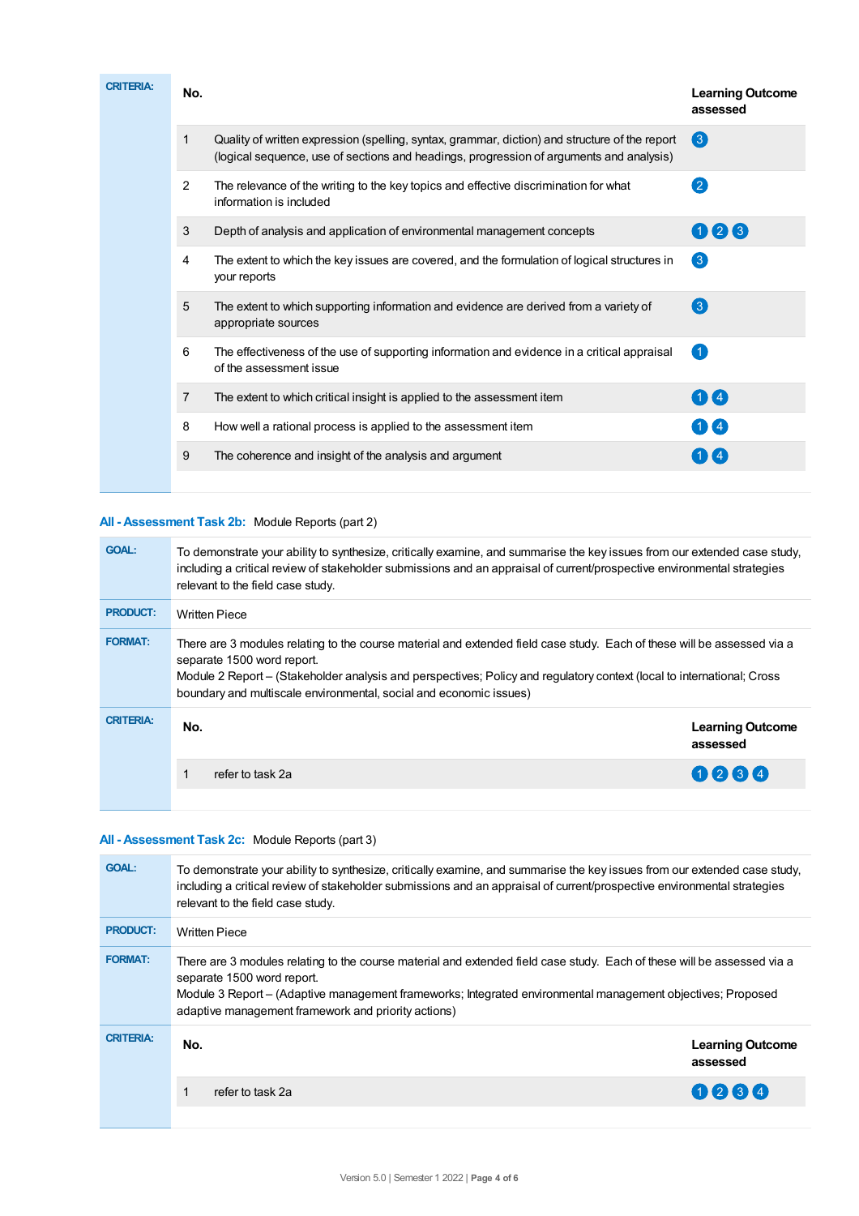**CRITERIA:**

| No. | | Learning Outcome assessed |
|---|---|---|
| 1 | Quality of written expression (spelling, syntax, grammar, diction) and structure of the report (logical sequence, use of sections and headings, progression of arguments and analysis) | 3 |
| 2 | The relevance of the writing to the key topics and effective discrimination for what information is included | 2 |
| 3 | Depth of analysis and application of environmental management concepts | 1 2 3 |
| 4 | The extent to which the key issues are covered, and the formulation of logical structures in your reports | 3 |
| 5 | The extent to which supporting information and evidence are derived from a variety of appropriate sources | 3 |
| 6 | The effectiveness of the use of supporting information and evidence in a critical appraisal of the assessment issue | 1 |
| 7 | The extent to which critical insight is applied to the assessment item | 1 4 |
| 8 | How well a rational process is applied to the assessment item | 1 4 |
| 9 | The coherence and insight of the analysis and argument | 1 4 |

## All - Assessment Task 2b: Module Reports (part 2)

**GOAL:** To demonstrate your ability to synthesize, critically examine, and summarise the key issues from our extended case study, including a critical review of stakeholder submissions and an appraisal of current/prospective environmental strategies relevant to the field case study.

**PRODUCT:** Written Piece

**FORMAT:** There are 3 modules relating to the course material and extended field case study. Each of these will be assessed via a separate 1500 word report.
Module 2 Report – (Stakeholder analysis and perspectives; Policy and regulatory context (local to international; Cross boundary and multiscale environmental, social and economic issues)

**CRITERIA:**

| No. | | Learning Outcome assessed |
|---|---|---|
| 1 | refer to task 2a | 1 2 3 4 |

## All - Assessment Task 2c: Module Reports (part 3)

**GOAL:** To demonstrate your ability to synthesize, critically examine, and summarise the key issues from our extended case study, including a critical review of stakeholder submissions and an appraisal of current/prospective environmental strategies relevant to the field case study.

**PRODUCT:** Written Piece

**FORMAT:** There are 3 modules relating to the course material and extended field case study. Each of these will be assessed via a separate 1500 word report.
Module 3 Report – (Adaptive management frameworks; Integrated environmental management objectives; Proposed adaptive management framework and priority actions)

**CRITERIA:**

| No. | | Learning Outcome assessed |
|---|---|---|
| 1 | refer to task 2a | 1 2 3 4 |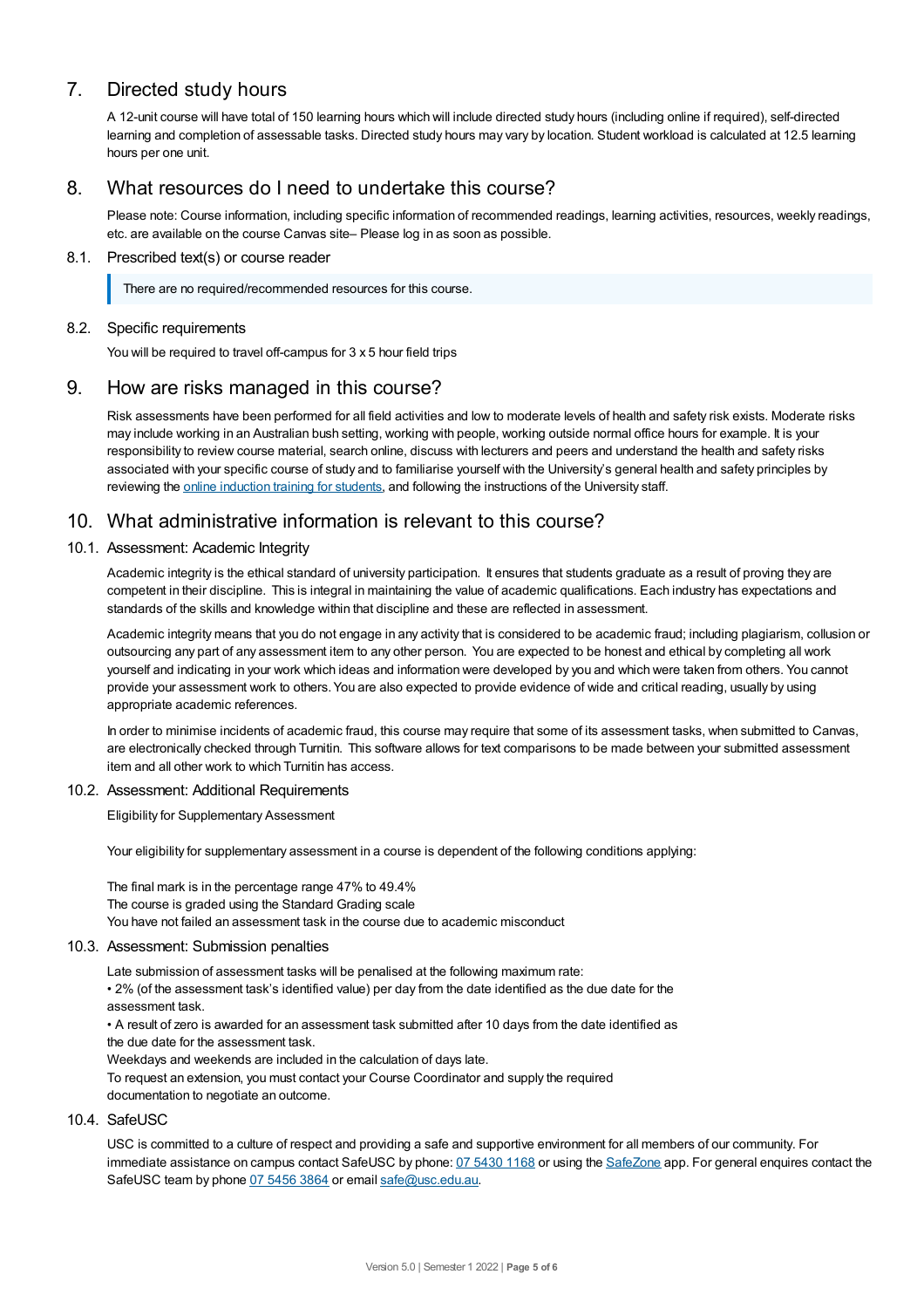## 7. Directed study hours

A 12-unit course will have total of 150 learning hours which will include directed study hours (including online if required), self-directed learning and completion of assessable tasks. Directed study hours may vary by location. Student workload is calculated at 12.5 learning hours per one unit.

## 8. What resources do I need to undertake this course?

Please note: Course information, including specific information of recommended readings, learning activities, resources, weekly readings, etc. are available on the course Canvas site– Please log in as soon as possible.

### 8.1. Prescribed text(s) or course reader

> There are no required/recommended resources for this course.

### 8.2. Specific requirements

You will be required to travel off-campus for 3 x 5 hour field trips

## 9. How are risks managed in this course?

Risk assessments have been performed for all field activities and low to moderate levels of health and safety risk exists. Moderate risks may include working in an Australian bush setting, working with people, working outside normal office hours for example. It is your responsibility to review course material, search online, discuss with lecturers and peers and understand the health and safety risks associated with your specific course of study and to familiarise yourself with the University's general health and safety principles by reviewing the online induction training for students, and following the instructions of the University staff.

## 10. What administrative information is relevant to this course?

### 10.1. Assessment: Academic Integrity

Academic integrity is the ethical standard of university participation. It ensures that students graduate as a result of proving they are competent in their discipline. This is integral in maintaining the value of academic qualifications. Each industry has expectations and standards of the skills and knowledge within that discipline and these are reflected in assessment.

Academic integrity means that you do not engage in any activity that is considered to be academic fraud; including plagiarism, collusion or outsourcing any part of any assessment item to any other person. You are expected to be honest and ethical by completing all work yourself and indicating in your work which ideas and information were developed by you and which were taken from others. You cannot provide your assessment work to others. You are also expected to provide evidence of wide and critical reading, usually by using appropriate academic references.

In order to minimise incidents of academic fraud, this course may require that some of its assessment tasks, when submitted to Canvas, are electronically checked through Turnitin. This software allows for text comparisons to be made between your submitted assessment item and all other work to which Turnitin has access.

### 10.2. Assessment: Additional Requirements

Eligibility for Supplementary Assessment

Your eligibility for supplementary assessment in a course is dependent of the following conditions applying:

The final mark is in the percentage range 47% to 49.4%
The course is graded using the Standard Grading scale
You have not failed an assessment task in the course due to academic misconduct

### 10.3. Assessment: Submission penalties

Late submission of assessment tasks will be penalised at the following maximum rate:
• 2% (of the assessment task's identified value) per day from the date identified as the due date for the assessment task.
• A result of zero is awarded for an assessment task submitted after 10 days from the date identified as the due date for the assessment task.
Weekdays and weekends are included in the calculation of days late.
To request an extension, you must contact your Course Coordinator and supply the required documentation to negotiate an outcome.

### 10.4. SafeUSC

USC is committed to a culture of respect and providing a safe and supportive environment for all members of our community. For immediate assistance on campus contact SafeUSC by phone: 07 5430 1168 or using the SafeZone app. For general enquires contact the SafeUSC team by phone 07 5456 3864 or email safe@usc.edu.au.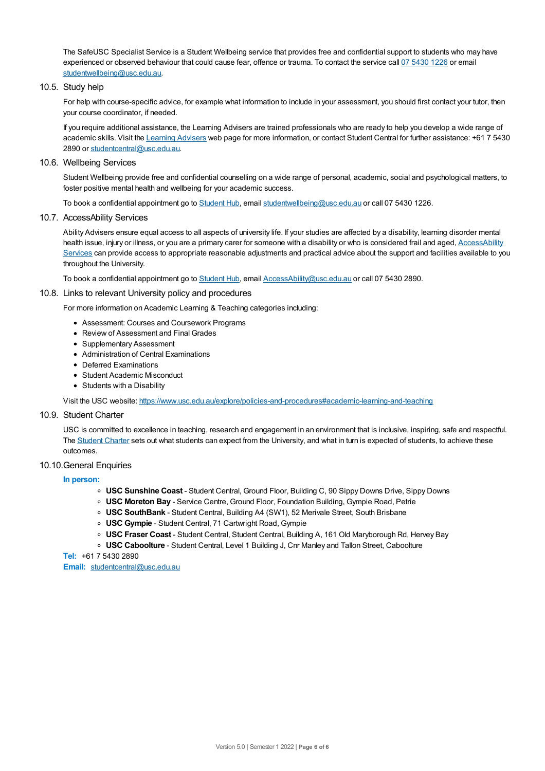The SafeUSC Specialist Service is a Student Wellbeing service that provides free and confidential support to students who may have experienced or observed behaviour that could cause fear, offence or trauma. To contact the service call 07 5430 1226 or email studentwellbeing@usc.edu.au.

### 10.5. Study help

For help with course-specific advice, for example what information to include in your assessment, you should first contact your tutor, then your course coordinator, if needed.

If you require additional assistance, the Learning Advisers are trained professionals who are ready to help you develop a wide range of academic skills. Visit the Learning Advisers web page for more information, or contact Student Central for further assistance: +61 7 5430 2890 or studentcentral@usc.edu.au.

### 10.6. Wellbeing Services

Student Wellbeing provide free and confidential counselling on a wide range of personal, academic, social and psychological matters, to foster positive mental health and wellbeing for your academic success.

To book a confidential appointment go to Student Hub, email studentwellbeing@usc.edu.au or call 07 5430 1226.

### 10.7. AccessAbility Services

Ability Advisers ensure equal access to all aspects of university life. If your studies are affected by a disability, learning disorder mental health issue, injury or illness, or you are a primary carer for someone with a disability or who is considered frail and aged, AccessAbility Services can provide access to appropriate reasonable adjustments and practical advice about the support and facilities available to you throughout the University.

To book a confidential appointment go to Student Hub, email AccessAbility@usc.edu.au or call 07 5430 2890.

### 10.8. Links to relevant University policy and procedures

For more information on Academic Learning & Teaching categories including:

- Assessment: Courses and Coursework Programs
- Review of Assessment and Final Grades
- Supplementary Assessment
- Administration of Central Examinations
- Deferred Examinations
- Student Academic Misconduct
- Students with a Disability

Visit the USC website: https://www.usc.edu.au/explore/policies-and-procedures#academic-learning-and-teaching

### 10.9. Student Charter

USC is committed to excellence in teaching, research and engagement in an environment that is inclusive, inspiring, safe and respectful. The Student Charter sets out what students can expect from the University, and what in turn is expected of students, to achieve these outcomes.

### 10.10. General Enquiries

**In person:**

- **USC Sunshine Coast** - Student Central, Ground Floor, Building C, 90 Sippy Downs Drive, Sippy Downs
- **USC Moreton Bay** - Service Centre, Ground Floor, Foundation Building, Gympie Road, Petrie
- **USC SouthBank** - Student Central, Building A4 (SW1), 52 Merivale Street, South Brisbane
- **USC Gympie** - Student Central, 71 Cartwright Road, Gympie
- **USC Fraser Coast** - Student Central, Student Central, Building A, 161 Old Maryborough Rd, Hervey Bay
- **USC Caboolture** - Student Central, Level 1 Building J, Cnr Manley and Tallon Street, Caboolture

**Tel:** +61 7 5430 2890

**Email:** studentcentral@usc.edu.au